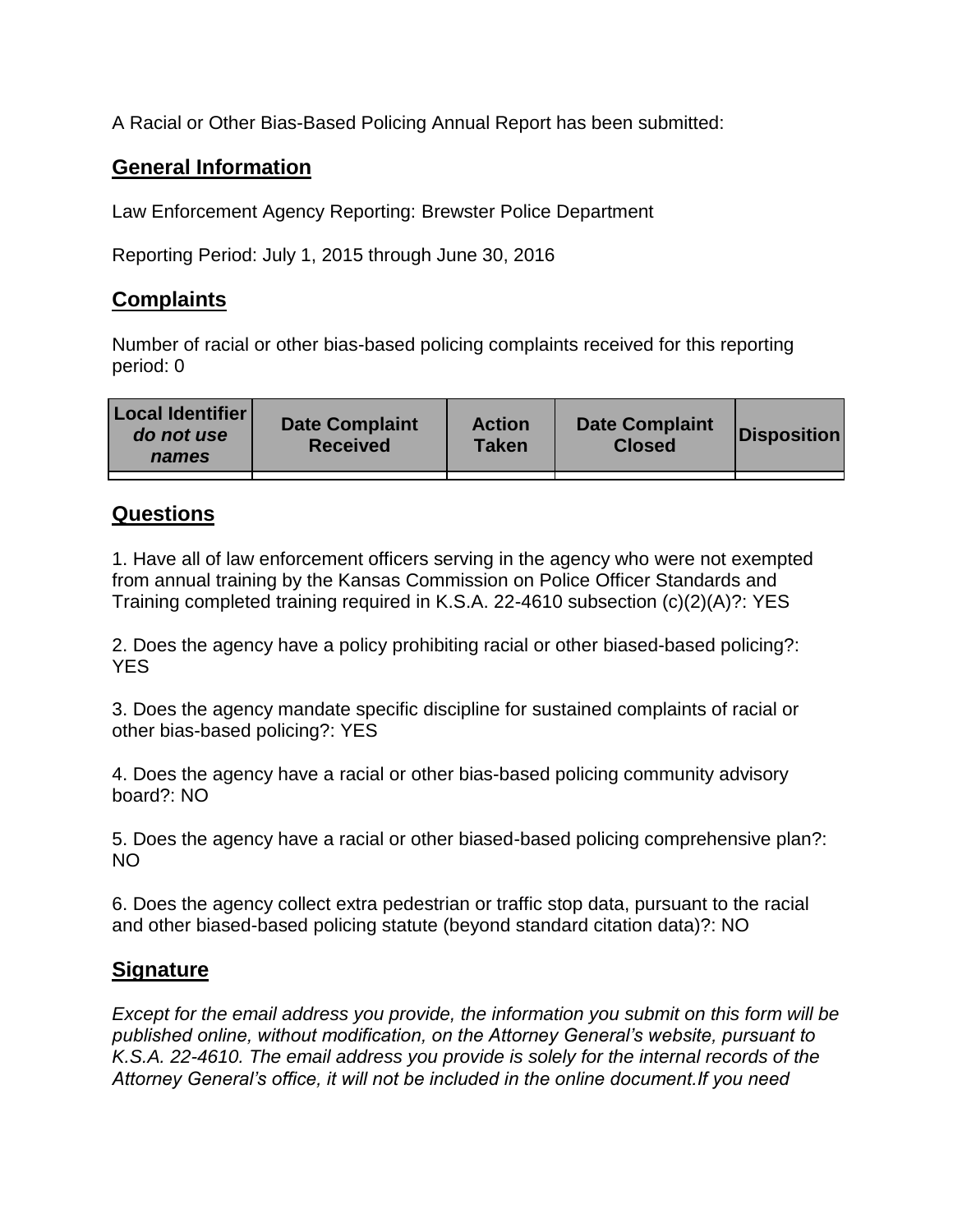A Racial or Other Bias-Based Policing Annual Report has been submitted:

## General Information

Law Enforcement Agency Reporting: Brewster Police Department

Reporting Period: July 1, 2015 through June 30, 2016

## Complaints

Number of racial or other bias-based policing complaints received for this reporting period: 0

| Local Identifier *do not use names* | Date Complaint Received | Action Taken | Date Complaint Closed | Disposition |
|---|---|---|---|---|
| | | | | |

## Questions

1. Have all of law enforcement officers serving in the agency who were not exempted from annual training by the Kansas Commission on Police Officer Standards and Training completed training required in K.S.A. 22-4610 subsection (c)(2)(A)?: YES

2. Does the agency have a policy prohibiting racial or other biased-based policing?: YES

3. Does the agency mandate specific discipline for sustained complaints of racial or other bias-based policing?: YES

4. Does the agency have a racial or other bias-based policing community advisory board?: NO

5. Does the agency have a racial or other biased-based policing comprehensive plan?: NO

6. Does the agency collect extra pedestrian or traffic stop data, pursuant to the racial and other biased-based policing statute (beyond standard citation data)?: NO

## Signature

*Except for the email address you provide, the information you submit on this form will be published online, without modification, on the Attorney General's website, pursuant to K.S.A. 22-4610. The email address you provide is solely for the internal records of the Attorney General's office, it will not be included in the online document.If you need*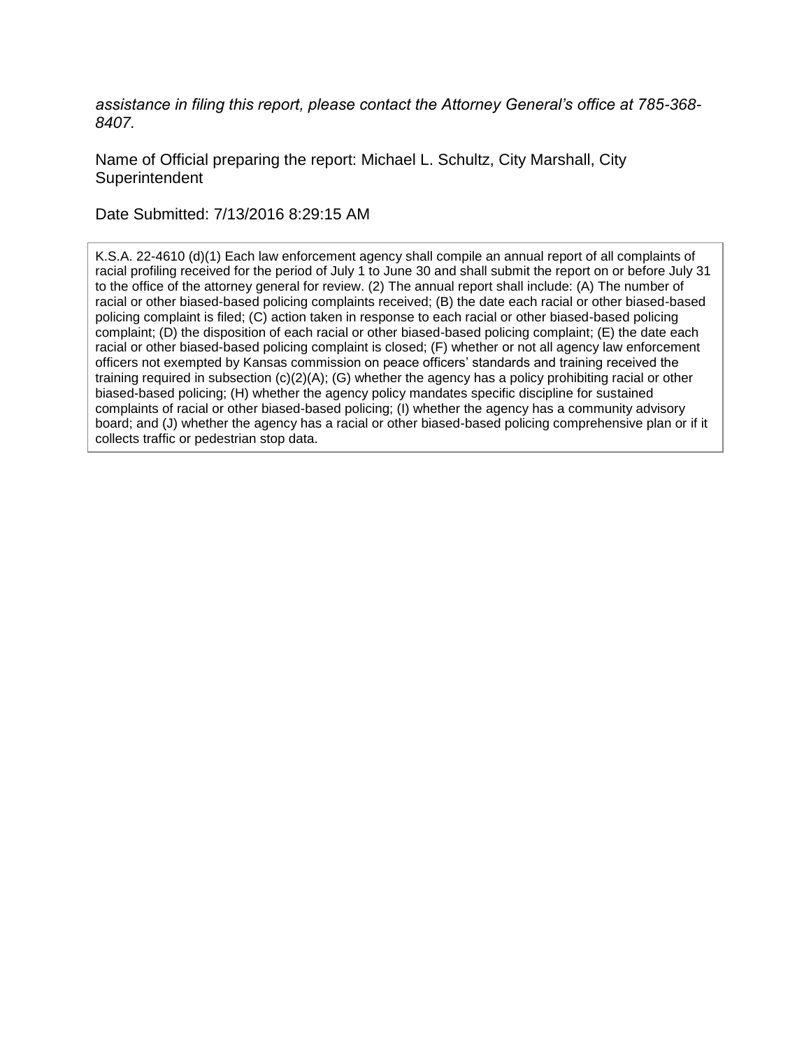*assistance in filing this report, please contact the Attorney General's office at 785-368-8407.*

Name of Official preparing the report: Michael L. Schultz, City Marshall, City Superintendent

Date Submitted: 7/13/2016 8:29:15 AM

K.S.A. 22-4610 (d)(1) Each law enforcement agency shall compile an annual report of all complaints of racial profiling received for the period of July 1 to June 30 and shall submit the report on or before July 31 to the office of the attorney general for review. (2) The annual report shall include: (A) The number of racial or other biased-based policing complaints received; (B) the date each racial or other biased-based policing complaint is filed; (C) action taken in response to each racial or other biased-based policing complaint; (D) the disposition of each racial or other biased-based policing complaint; (E) the date each racial or other biased-based policing complaint is closed; (F) whether or not all agency law enforcement officers not exempted by Kansas commission on peace officers' standards and training received the training required in subsection (c)(2)(A); (G) whether the agency has a policy prohibiting racial or other biased-based policing; (H) whether the agency policy mandates specific discipline for sustained complaints of racial or other biased-based policing; (I) whether the agency has a community advisory board; and (J) whether the agency has a racial or other biased-based policing comprehensive plan or if it collects traffic or pedestrian stop data.